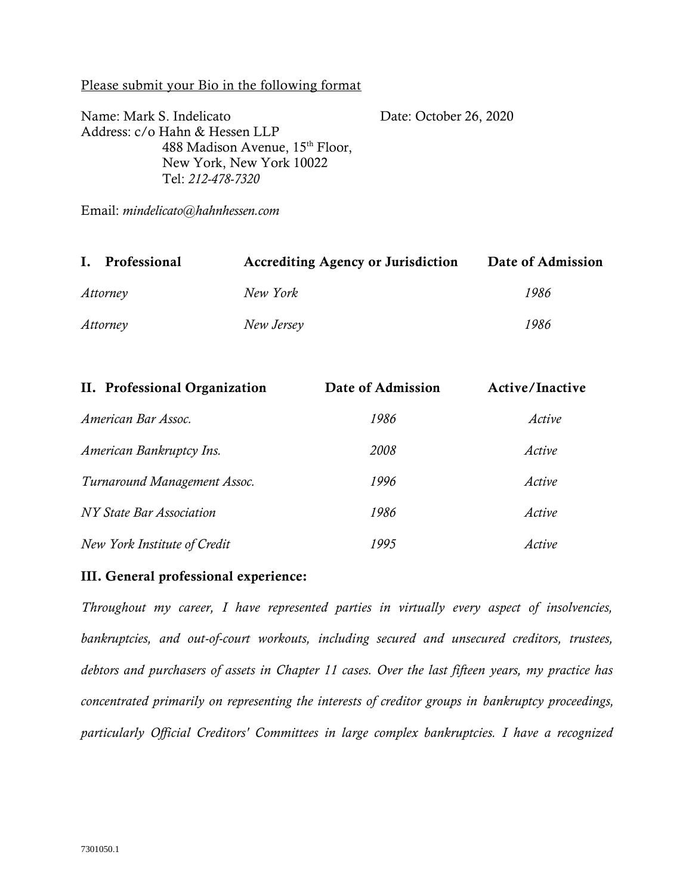<u>Please submit your Bio in the following format</u>

Name: Mark S. Indelicato Date: October 26, 2020

Address: c/o Hahn & Hessen LLP
488 Madison Avenue, 15th Floor,
New York, New York 10022
Tel: *212-478-7320*

Email: *mindelicato@hahnhessen.com*

| **I. Professional** | **Accrediting Agency or Jurisdiction** | **Date of Admission** |
|---|---|---|
| *Attorney* | *New York* | *1986* |
| *Attorney* | *New Jersey* | *1986* |

| **II. Professional Organization** | **Date of Admission** | **Active/Inactive** |
|---|---|---|
| *American Bar Assoc.* | *1986* | *Active* |
| *American Bankruptcy Ins.* | *2008* | *Active* |
| *Turnaround Management Assoc.* | *1996* | *Active* |
| *NY State Bar Association* | *1986* | *Active* |
| *New York Institute of Credit* | *1995* | *Active* |

**III. General professional experience:**

*Throughout my career, I have represented parties in virtually every aspect of insolvencies, bankruptcies, and out-of-court workouts, including secured and unsecured creditors, trustees, debtors and purchasers of assets in Chapter 11 cases. Over the last fifteen years, my practice has concentrated primarily on representing the interests of creditor groups in bankruptcy proceedings, particularly Official Creditors' Committees in large complex bankruptcies. I have a recognized*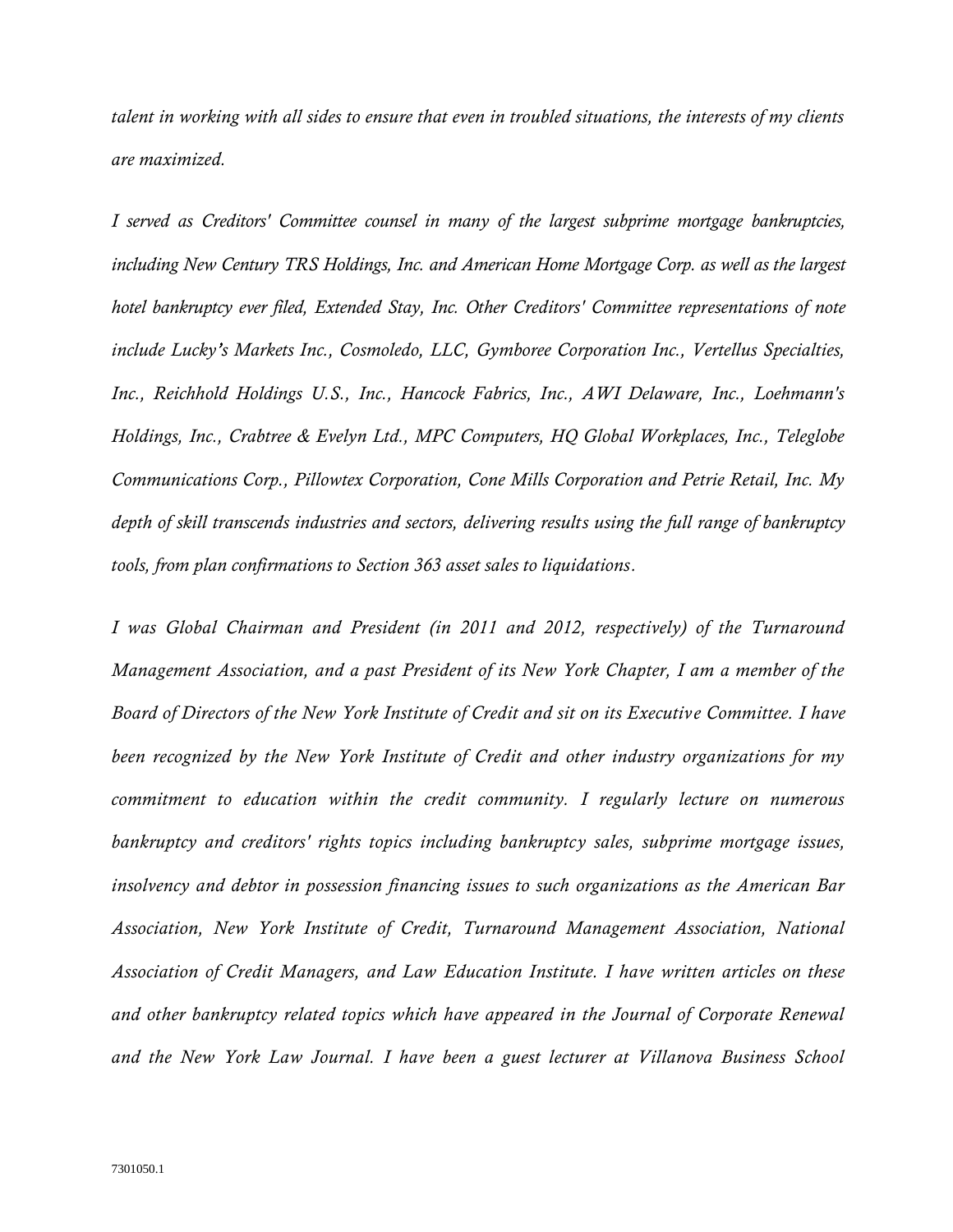*talent in working with all sides to ensure that even in troubled situations, the interests of my clients are maximized.*

*I served as Creditors' Committee counsel in many of the largest subprime mortgage bankruptcies, including New Century TRS Holdings, Inc. and American Home Mortgage Corp. as well as the largest hotel bankruptcy ever filed, Extended Stay, Inc. Other Creditors' Committee representations of note include Lucky's Markets Inc., Cosmoledo, LLC, Gymboree Corporation Inc., Vertellus Specialties, Inc., Reichhold Holdings U.S., Inc., Hancock Fabrics, Inc., AWI Delaware, Inc., Loehmann's Holdings, Inc., Crabtree & Evelyn Ltd., MPC Computers, HQ Global Workplaces, Inc., Teleglobe Communications Corp., Pillowtex Corporation, Cone Mills Corporation and Petrie Retail, Inc. My depth of skill transcends industries and sectors, delivering results using the full range of bankruptcy tools, from plan confirmations to Section 363 asset sales to liquidations.*

*I was Global Chairman and President (in 2011 and 2012, respectively) of the Turnaround Management Association, and a past President of its New York Chapter, I am a member of the Board of Directors of the New York Institute of Credit and sit on its Executive Committee. I have been recognized by the New York Institute of Credit and other industry organizations for my commitment to education within the credit community. I regularly lecture on numerous bankruptcy and creditors' rights topics including bankruptcy sales, subprime mortgage issues, insolvency and debtor in possession financing issues to such organizations as the American Bar Association, New York Institute of Credit, Turnaround Management Association, National Association of Credit Managers, and Law Education Institute. I have written articles on these and other bankruptcy related topics which have appeared in the Journal of Corporate Renewal and the New York Law Journal. I have been a guest lecturer at Villanova Business School*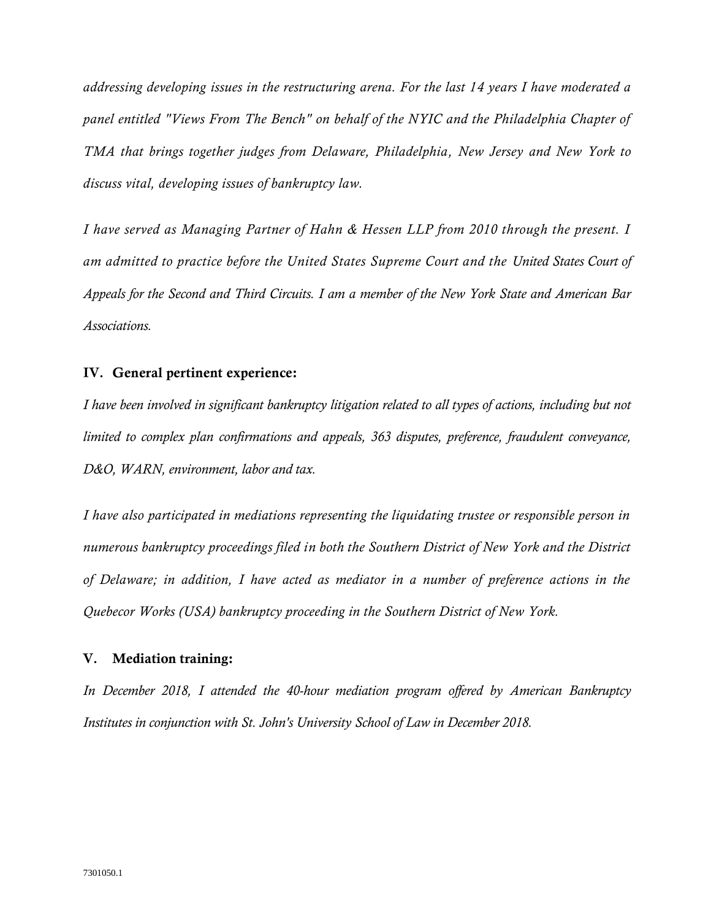*addressing developing issues in the restructuring arena. For the last 14 years I have moderated a panel entitled "Views From The Bench" on behalf of the NYIC and the Philadelphia Chapter of TMA that brings together judges from Delaware, Philadelphia, New Jersey and New York to discuss vital, developing issues of bankruptcy law.*

*I have served as Managing Partner of Hahn & Hessen LLP from 2010 through the present. I am admitted to practice before the United States Supreme Court and the United States Court of Appeals for the Second and Third Circuits. I am a member of the New York State and American Bar Associations.*

## IV. General pertinent experience:

*I have been involved in significant bankruptcy litigation related to all types of actions, including but not limited to complex plan confirmations and appeals, 363 disputes, preference, fraudulent conveyance, D&O, WARN, environment, labor and tax.*

*I have also participated in mediations representing the liquidating trustee or responsible person in numerous bankruptcy proceedings filed in both the Southern District of New York and the District of Delaware; in addition, I have acted as mediator in a number of preference actions in the Quebecor Works (USA) bankruptcy proceeding in the Southern District of New York.*

## V. Mediation training:

*In December 2018, I attended the 40-hour mediation program offered by American Bankruptcy Institutes in conjunction with St. John's University School of Law in December 2018.*

7301050.1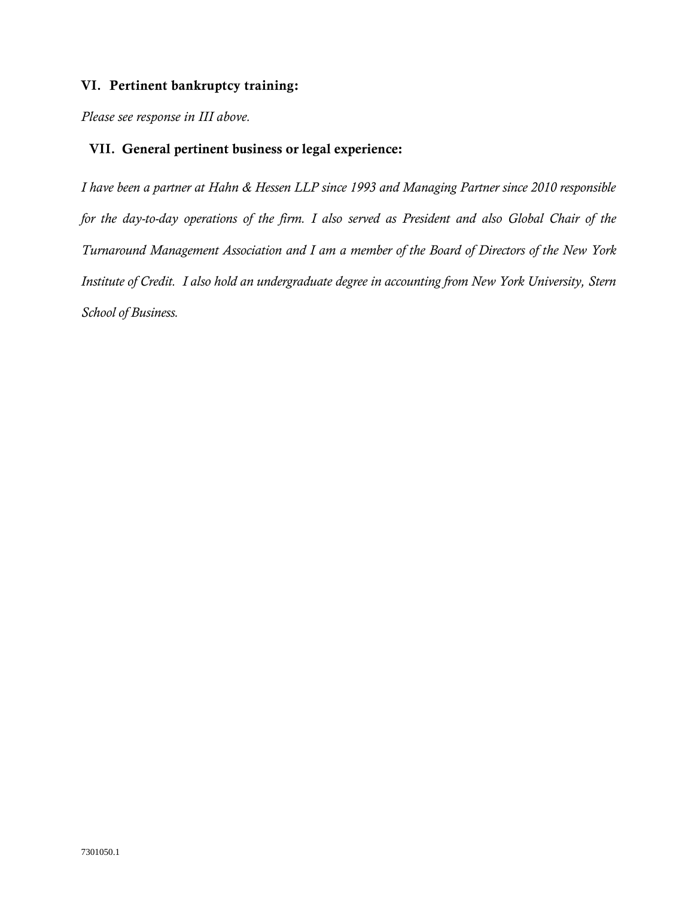## VI. Pertinent bankruptcy training:

*Please see response in III above.*

## VII. General pertinent business or legal experience:

*I have been a partner at Hahn & Hessen LLP since 1993 and Managing Partner since 2010 responsible for the day-to-day operations of the firm. I also served as President and also Global Chair of the Turnaround Management Association and I am a member of the Board of Directors of the New York Institute of Credit. I also hold an undergraduate degree in accounting from New York University, Stern School of Business.*

7301050.1